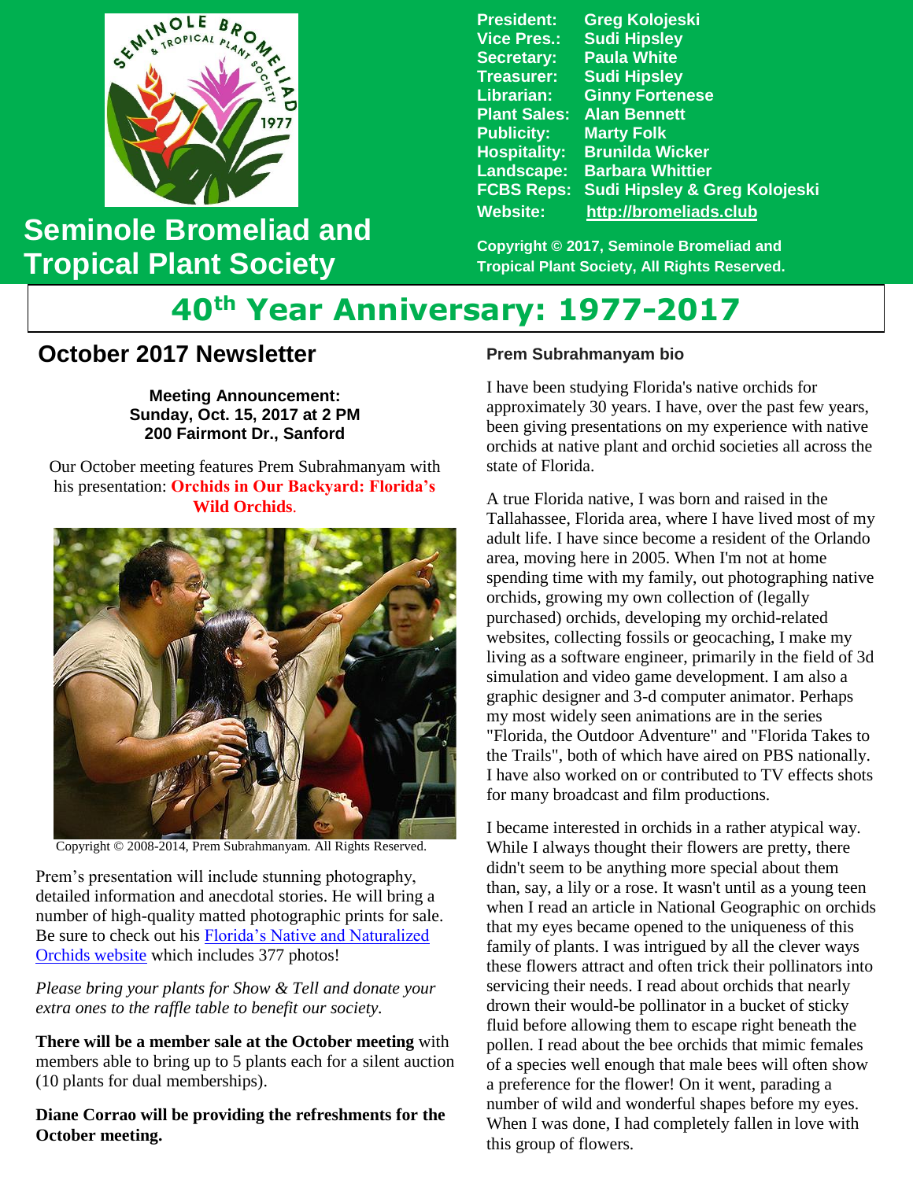# Seminole Bromeliad and Tropical Plant Society

**President:** Greg Kolojeski
**Vice Pres.:** Sudi Hipsley
**Secretary:** Paula White
**Treasurer:** Sudi Hipsley
**Librarian:** Ginny Fortenese
**Plant Sales:** Alan Bennett
**Publicity:** Marty Folk
**Hospitality:** Brunilda Wicker
**Landscape:** Barbara Whittier
**FCBS Reps:** Sudi Hipsley & Greg Kolojeski
**Website:** http://bromeliads.club

Copyright © 2017, Seminole Bromeliad and Tropical Plant Society, All Rights Reserved.

# 40th Year Anniversary: 1977-2017

## October 2017 Newsletter

**Meeting Announcement:**
**Sunday, Oct. 15, 2017 at 2 PM**
**200 Fairmont Dr., Sanford**

Our October meeting features Prem Subrahmanyam with his presentation: **Orchids in Our Backyard: Florida's Wild Orchids**.

Copyright © 2008-2014, Prem Subrahmanyam. All Rights Reserved.

Prem's presentation will include stunning photography, detailed information and anecdotal stories. He will bring a number of high-quality matted photographic prints for sale. Be sure to check out his Florida's Native and Naturalized Orchids website which includes 377 photos!

*Please bring your plants for Show & Tell and donate your extra ones to the raffle table to benefit our society.*

**There will be a member sale at the October meeting** with members able to bring up to 5 plants each for a silent auction (10 plants for dual memberships).

**Diane Corrao will be providing the refreshments for the October meeting.**

### Prem Subrahmanyam bio

I have been studying Florida's native orchids for approximately 30 years. I have, over the past few years, been giving presentations on my experience with native orchids at native plant and orchid societies all across the state of Florida.

A true Florida native, I was born and raised in the Tallahassee, Florida area, where I have lived most of my adult life. I have since become a resident of the Orlando area, moving here in 2005. When I'm not at home spending time with my family, out photographing native orchids, growing my own collection of (legally purchased) orchids, developing my orchid-related websites, collecting fossils or geocaching, I make my living as a software engineer, primarily in the field of 3d simulation and video game development. I am also a graphic designer and 3-d computer animator. Perhaps my most widely seen animations are in the series "Florida, the Outdoor Adventure" and "Florida Takes to the Trails", both of which have aired on PBS nationally. I have also worked on or contributed to TV effects shots for many broadcast and film productions.

I became interested in orchids in a rather atypical way. While I always thought their flowers are pretty, there didn't seem to be anything more special about them than, say, a lily or a rose. It wasn't until as a young teen when I read an article in National Geographic on orchids that my eyes became opened to the uniqueness of this family of plants. I was intrigued by all the clever ways these flowers attract and often trick their pollinators into servicing their needs. I read about orchids that nearly drown their would-be pollinator in a bucket of sticky fluid before allowing them to escape right beneath the pollen. I read about the bee orchids that mimic females of a species well enough that male bees will often show a preference for the flower! On it went, parading a number of wild and wonderful shapes before my eyes. When I was done, I had completely fallen in love with this group of flowers.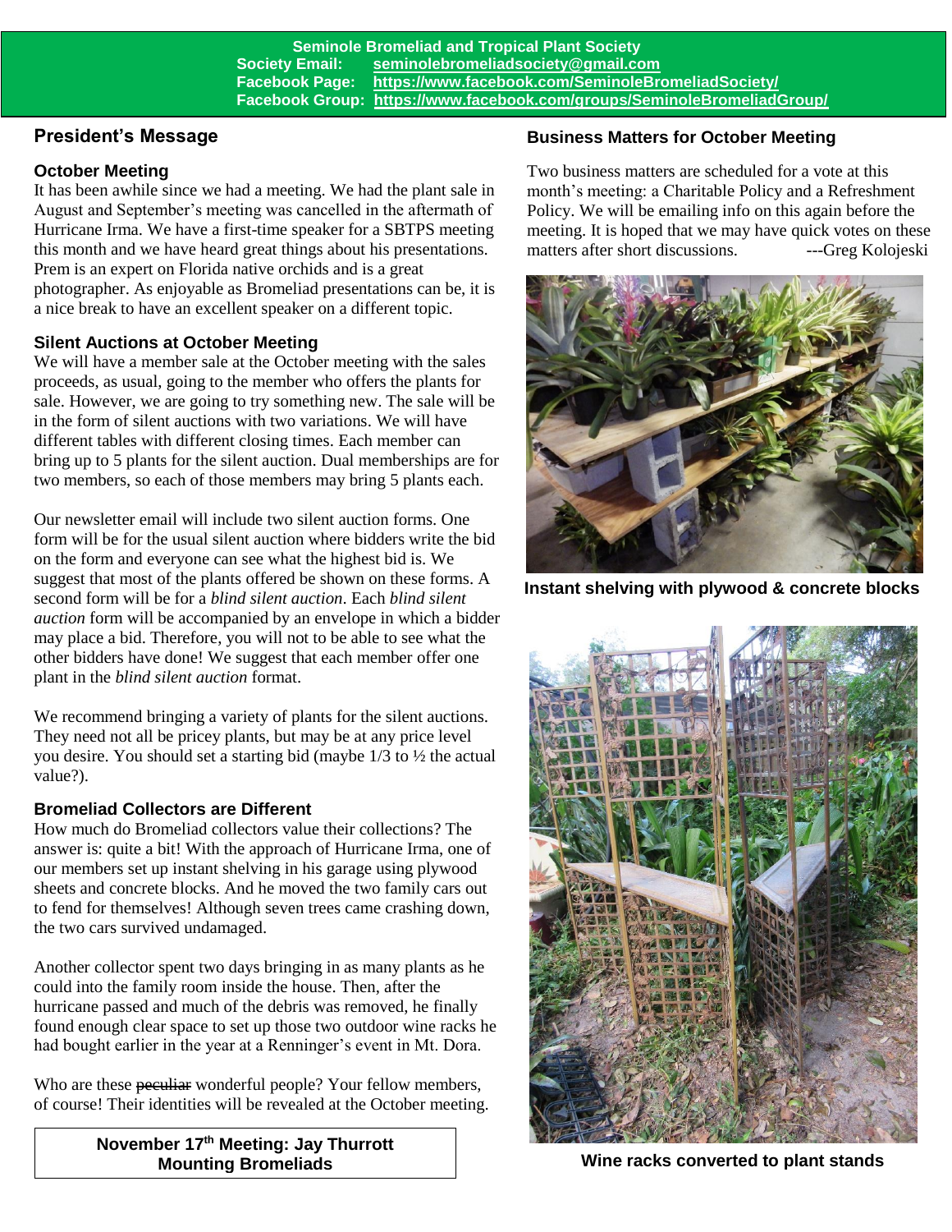**Seminole Bromeliad and Tropical Plant Society**
**Society Email:** seminolebromeliadsociety@gmail.com
**Facebook Page:** https://www.facebook.com/SeminoleBromeliadSociety/
**Facebook Group:** https://www.facebook.com/groups/SeminoleBromeliadGroup/

## President's Message

### October Meeting

It has been awhile since we had a meeting. We had the plant sale in August and September's meeting was cancelled in the aftermath of Hurricane Irma. We have a first-time speaker for a SBTPS meeting this month and we have heard great things about his presentations. Prem is an expert on Florida native orchids and is a great photographer. As enjoyable as Bromeliad presentations can be, it is a nice break to have an excellent speaker on a different topic.

### Silent Auctions at October Meeting

We will have a member sale at the October meeting with the sales proceeds, as usual, going to the member who offers the plants for sale. However, we are going to try something new. The sale will be in the form of silent auctions with two variations. We will have different tables with different closing times. Each member can bring up to 5 plants for the silent auction. Dual memberships are for two members, so each of those members may bring 5 plants each.

Our newsletter email will include two silent auction forms. One form will be for the usual silent auction where bidders write the bid on the form and everyone can see what the highest bid is. We suggest that most of the plants offered be shown on these forms. A second form will be for a *blind silent auction*. Each *blind silent auction* form will be accompanied by an envelope in which a bidder may place a bid. Therefore, you will not to be able to see what the other bidders have done! We suggest that each member offer one plant in the *blind silent auction* format.

We recommend bringing a variety of plants for the silent auctions. They need not all be pricey plants, but may be at any price level you desire. You should set a starting bid (maybe 1/3 to ½ the actual value?).

### Bromeliad Collectors are Different

How much do Bromeliad collectors value their collections? The answer is: quite a bit! With the approach of Hurricane Irma, one of our members set up instant shelving in his garage using plywood sheets and concrete blocks. And he moved the two family cars out to fend for themselves! Although seven trees came crashing down, the two cars survived undamaged.

Another collector spent two days bringing in as many plants as he could into the family room inside the house. Then, after the hurricane passed and much of the debris was removed, he finally found enough clear space to set up those two outdoor wine racks he had bought earlier in the year at a Renninger's event in Mt. Dora.

Who are these ~~peculiar~~ wonderful people? Your fellow members, of course! Their identities will be revealed at the October meeting.

**November 17th Meeting: Jay Thurrott**
**Mounting Bromeliads**

### Business Matters for October Meeting

Two business matters are scheduled for a vote at this month's meeting: a Charitable Policy and a Refreshment Policy. We will be emailing info on this again before the meeting. It is hoped that we may have quick votes on these matters after short discussions. ---Greg Kolojeski

**Instant shelving with plywood & concrete blocks**

**Wine racks converted to plant stands**